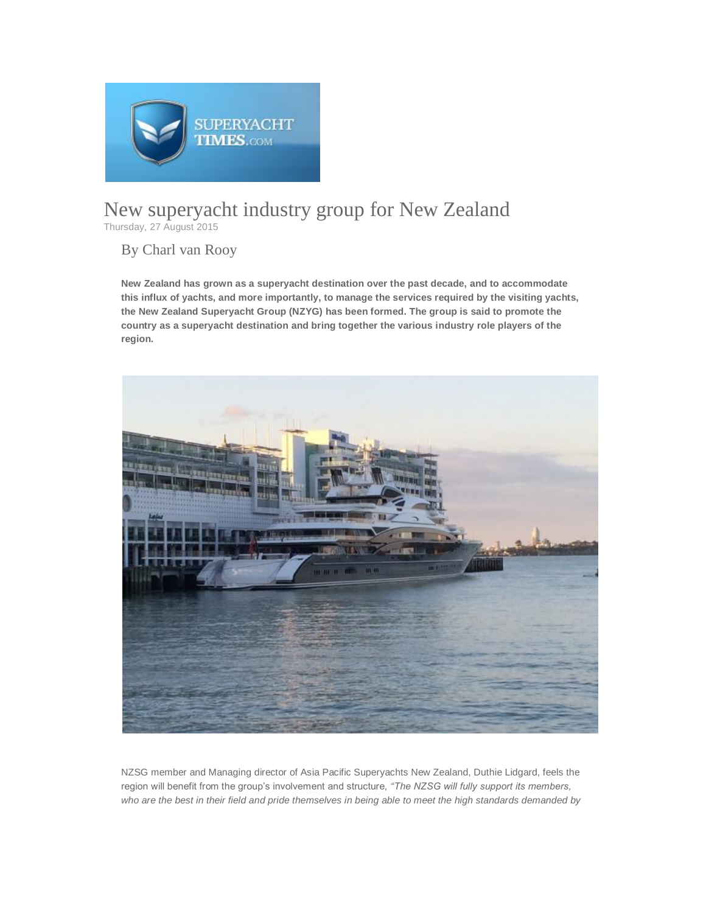# New superyacht industry group for New Zealand

Thursday, 27 August 2015

By Charl van Rooy

**New Zealand has grown as a superyacht destination over the past decade, and to accommodate this influx of yachts, and more importantly, to manage the services required by the visiting yachts, the New Zealand Superyacht Group (NZYG) has been formed. The group is said to promote the country as a superyacht destination and bring together the various industry role players of the region.**

NZSG member and Managing director of Asia Pacific Superyachts New Zealand, Duthie Lidgard, feels the region will benefit from the group's involvement and structure, *"The NZSG will fully support its members, who are the best in their field and pride themselves in being able to meet the high standards demanded by*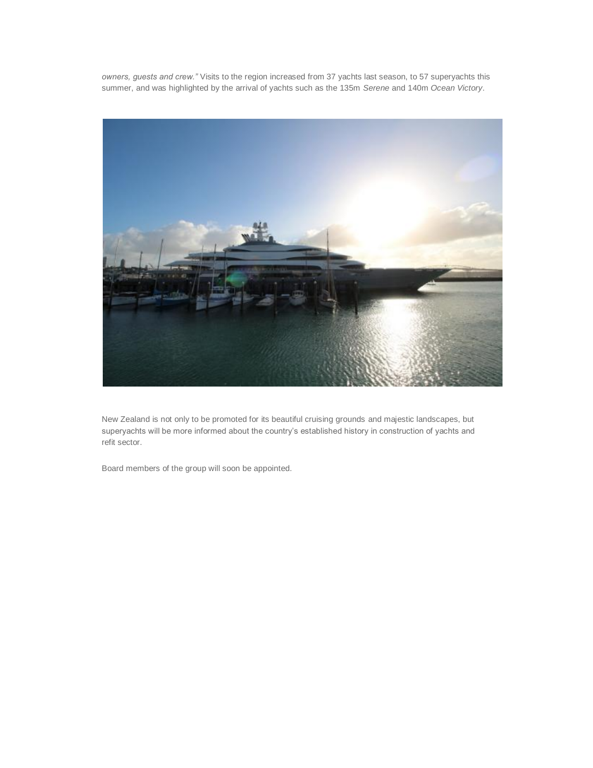*owners, guests and crew."* Visits to the region increased from 37 yachts last season, to 57 superyachts this summer, and was highlighted by the arrival of yachts such as the 135m *Serene* and 140m *Ocean Victory*.

New Zealand is not only to be promoted for its beautiful cruising grounds and majestic landscapes, but superyachts will be more informed about the country's established history in construction of yachts and refit sector.

Board members of the group will soon be appointed.